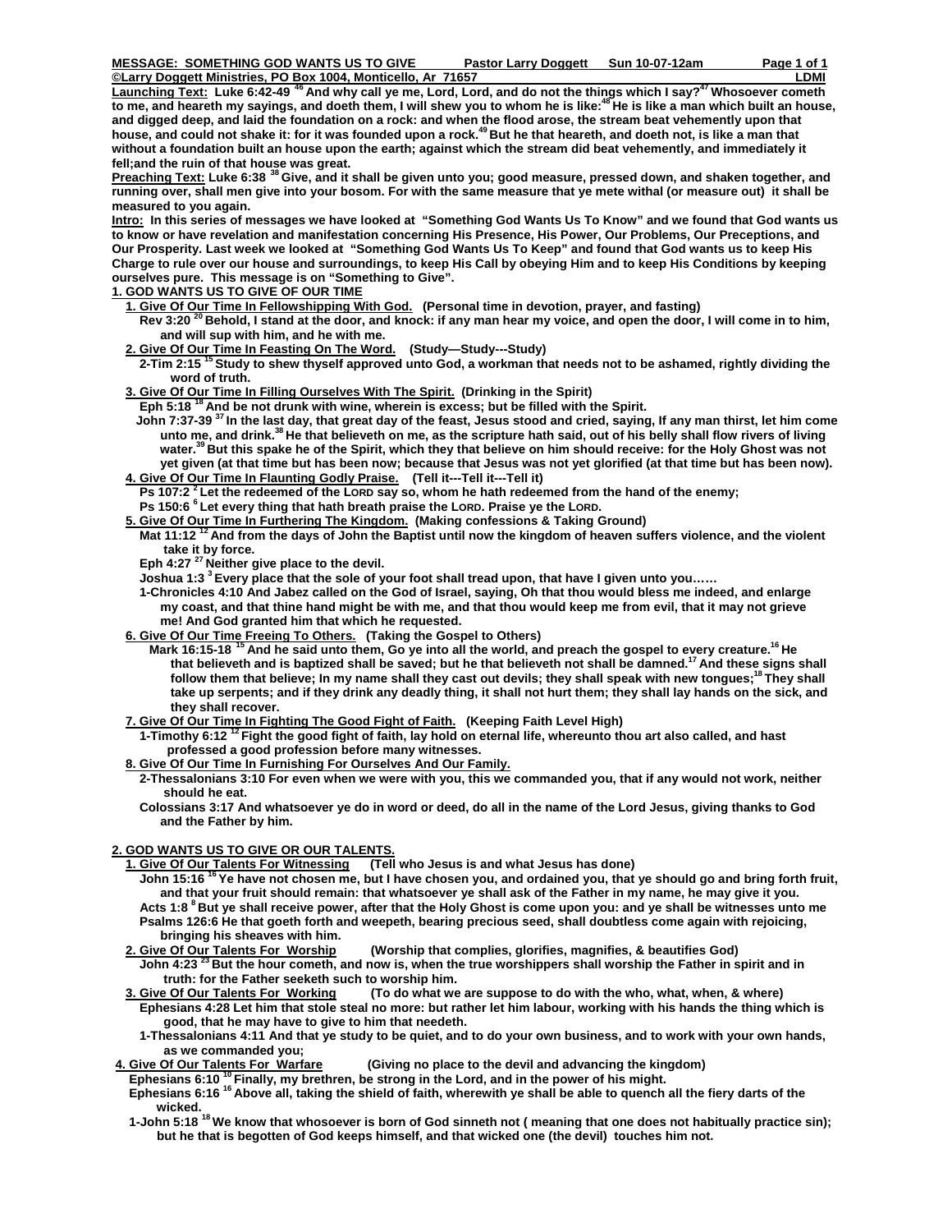**MESSAGE: SOMETHING GOD WANTS US TO GIVE** **Pastor Larry Doggett** **Sun 10-07-12am**

**©Larry Doggett Ministries, PO Box 1004, Monticello, Ar 71657** **LDMI**

**Launching Text: Luke 6:42-49** [46] **And why call ye me, Lord, Lord, and do not the things which I say?**[47] **Whosoever cometh to me, and heareth my sayings, and doeth them, I will shew you to whom he is like:**[48] **He is like a man which built an house, and digged deep, and laid the foundation on a rock: and when the flood arose, the stream beat vehemently upon that house, and could not shake it: for it was founded upon a rock.**[49] **But he that heareth, and doeth not, is like a man that without a foundation built an house upon the earth; against which the stream did beat vehemently, and immediately it fell;and the ruin of that house was great.**

**Preaching Text: Luke 6:38** [38] **Give, and it shall be given unto you; good measure, pressed down, and shaken together, and running over, shall men give into your bosom. For with the same measure that ye mete withal (or measure out) it shall be measured to you again.**

**Intro: In this series of messages we have looked at "Something God Wants Us To Know" and we found that God wants us to know or have revelation and manifestation concerning His Presence, His Power, Our Problems, Our Preceptions, and Our Prosperity. Last week we looked at "Something God Wants Us To Keep" and found that God wants us to keep His Charge to rule over our house and surroundings, to keep His Call by obeying Him and to keep His Conditions by keeping ourselves pure. This message is on "Something to Give".**

**1. GOD WANTS US TO GIVE OF OUR TIME**

**1. Give Of Our Time In Fellowshipping With God. (Personal time in devotion, prayer, and fasting)**

**Rev 3:20** [20] **Behold, I stand at the door, and knock: if any man hear my voice, and open the door, I will come in to him, and will sup with him, and he with me.**

**2. Give Of Our Time In Feasting On The Word. (Study—Study---Study)**

**2-Tim 2:15** [15] **Study to shew thyself approved unto God, a workman that needs not to be ashamed, rightly dividing the word of truth.**

**3. Give Of Our Time In Filling Ourselves With The Spirit. (Drinking in the Spirit)**

**Eph 5:18** [18] **And be not drunk with wine, wherein is excess; but be filled with the Spirit.**

**John 7:37-39** [37] **In the last day, that great day of the feast, Jesus stood and cried, saying, If any man thirst, let him come unto me, and drink.**[38] **He that believeth on me, as the scripture hath said, out of his belly shall flow rivers of living water.**[39] **But this spake he of the Spirit, which they that believe on him should receive: for the Holy Ghost was not yet given (at that time but has been now; because that Jesus was not yet glorified (at that time but has been now).**

**4. Give Of Our Time In Flaunting Godly Praise. (Tell it---Tell it---Tell it)**

**Ps 107:2** [2] **Let the redeemed of the LORD say so, whom he hath redeemed from the hand of the enemy;**

**Ps 150:6** [6] **Let every thing that hath breath praise the LORD. Praise ye the LORD.**

**5. Give Of Our Time In Furthering The Kingdom. (Making confessions & Taking Ground)**

**Mat 11:12** [12] **And from the days of John the Baptist until now the kingdom of heaven suffers violence, and the violent take it by force.**

**Eph 4:27** [27] **Neither give place to the devil.**

**Joshua 1:3** [3] **Every place that the sole of your foot shall tread upon, that have I given unto you……**

**1-Chronicles 4:10 And Jabez called on the God of Israel, saying, Oh that thou would bless me indeed, and enlarge my coast, and that thine hand might be with me, and that thou would keep me from evil, that it may not grieve me! And God granted him that which he requested.**

**6. Give Of Our Time Freeing To Others. (Taking the Gospel to Others)**

**Mark 16:15-18** [15] **And he said unto them, Go ye into all the world, and preach the gospel to every creature.**[16] **He that believeth and is baptized shall be saved; but he that believeth not shall be damned.**[17] **And these signs shall follow them that believe; In my name shall they cast out devils; they shall speak with new tongues;**[18] **They shall take up serpents; and if they drink any deadly thing, it shall not hurt them; they shall lay hands on the sick, and they shall recover.**

**7. Give Of Our Time In Fighting The Good Fight of Faith. (Keeping Faith Level High)**

**1-Timothy 6:12** [12] **Fight the good fight of faith, lay hold on eternal life, whereunto thou art also called, and hast professed a good profession before many witnesses.**

**8. Give Of Our Time In Furnishing For Ourselves And Our Family.**

**2-Thessalonians 3:10 For even when we were with you, this we commanded you, that if any would not work, neither should he eat.**

**Colossians 3:17 And whatsoever ye do in word or deed, do all in the name of the Lord Jesus, giving thanks to God and the Father by him.**

**2. GOD WANTS US TO GIVE OR OUR TALENTS.**

**1. Give Of Our Talents For Witnessing (Tell who Jesus is and what Jesus has done)**

**John 15:16** [16] **Ye have not chosen me, but I have chosen you, and ordained you, that ye should go and bring forth fruit, and that your fruit should remain: that whatsoever ye shall ask of the Father in my name, he may give it you.**

**Acts 1:8** [8] **But ye shall receive power, after that the Holy Ghost is come upon you: and ye shall be witnesses unto me**

**Psalms 126:6 He that goeth forth and weepeth, bearing precious seed, shall doubtless come again with rejoicing, bringing his sheaves with him.**

**2. Give Of Our Talents For Worship (Worship that complies, glorifies, magnifies, & beautifies God)**

**John 4:23** [23] **But the hour cometh, and now is, when the true worshippers shall worship the Father in spirit and in truth: for the Father seeketh such to worship him.**

**3. Give Of Our Talents For Working (To do what we are suppose to do with the who, what, when, & where)**

**Ephesians 4:28 Let him that stole steal no more: but rather let him labour, working with his hands the thing which is good, that he may have to give to him that needeth.**

**1-Thessalonians 4:11 And that ye study to be quiet, and to do your own business, and to work with your own hands, as we commanded you;**

**4. Give Of Our Talents For Warfare (Giving no place to the devil and advancing the kingdom)**

**Ephesians 6:10** [10] **Finally, my brethren, be strong in the Lord, and in the power of his might.**

**Ephesians 6:16** [16] **Above all, taking the shield of faith, wherewith ye shall be able to quench all the fiery darts of the wicked.**

**1-John 5:18** [18] **We know that whosoever is born of God sinneth not ( meaning that one does not habitually practice sin); but he that is begotten of God keeps himself, and that wicked one (the devil) touches him not.**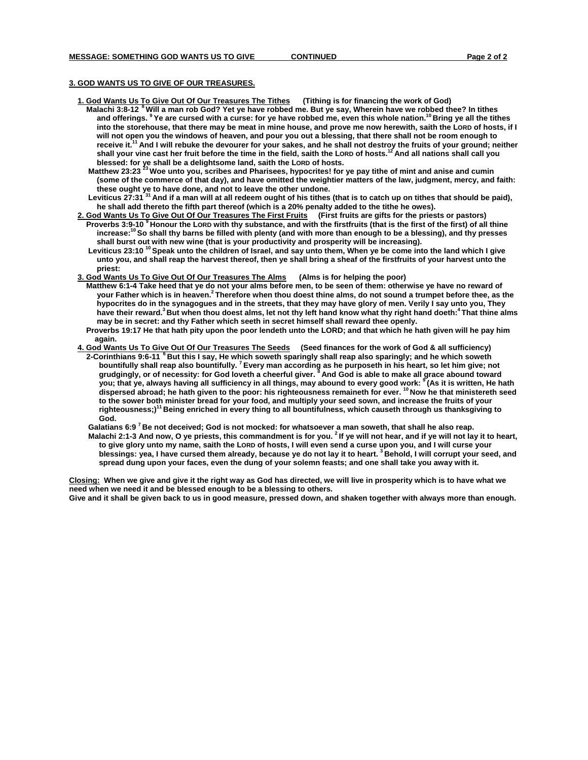**3. GOD WANTS US TO GIVE OF OUR TREASURES.**

**1. God Wants Us To Give Out Of Our Treasures The Tithes** **(Tithing is for financing the work of God)**

**Malachi 3:8-12 [8] Will a man rob God? Yet ye have robbed me. But ye say, Wherein have we robbed thee? In tithes and offerings. [9] Ye are cursed with a curse: for ye have robbed me, even this whole nation.[10] Bring ye all the tithes into the storehouse, that there may be meat in mine house, and prove me now herewith, saith the LORD of hosts, if I will not open you the windows of heaven, and pour you out a blessing, that there shall not be room enough to receive it.[11] And I will rebuke the devourer for your sakes, and he shall not destroy the fruits of your ground; neither shall your vine cast her fruit before the time in the field, saith the LORD of hosts.[12] And all nations shall call you blessed: for ye shall be a delightsome land, saith the LORD of hosts.**

**Matthew 23:23 [23] Woe unto you, scribes and Pharisees, hypocrites! for ye pay tithe of mint and anise and cumin (some of the commerce of that day), and have omitted the weightier matters of the law, judgment, mercy, and faith: these ought ye to have done, and not to leave the other undone.**

**Leviticus 27:31 [31] And if a man will at all redeem ought of his tithes (that is to catch up on tithes that should be paid), he shall add thereto the fifth part thereof (which is a 20% penalty added to the tithe he owes).**

**2. God Wants Us To Give Out Of Our Treasures The First Fruits** **(First fruits are gifts for the priests or pastors)**

**Proverbs 3:9-10 [9] Honour the LORD with thy substance, and with the firstfruits (that is the first of the first) of all thine increase:[10] So shall thy barns be filled with plenty (and with more than enough to be a blessing), and thy presses shall burst out with new wine (that is your productivity and prosperity will be increasing).**

**Leviticus 23:10 [10] Speak unto the children of Israel, and say unto them, When ye be come into the land which I give unto you, and shall reap the harvest thereof, then ye shall bring a sheaf of the firstfruits of your harvest unto the priest:**

**3. God Wants Us To Give Out Of Our Treasures The Alms** **(Alms is for helping the poor)**

**Matthew 6:1-4 Take heed that ye do not your alms before men, to be seen of them: otherwise ye have no reward of your Father which is in heaven.[2] Therefore when thou doest thine alms, do not sound a trumpet before thee, as the hypocrites do in the synagogues and in the streets, that they may have glory of men. Verily I say unto you, They have their reward.[3] But when thou doest alms, let not thy left hand know what thy right hand doeth:[4] That thine alms may be in secret: and thy Father which seeth in secret himself shall reward thee openly.**

**Proverbs 19:17 He that hath pity upon the poor lendeth unto the LORD; and that which he hath given will he pay him again.**

**4. God Wants Us To Give Out Of Our Treasures The Seeds** **(Seed finances for the work of God & all sufficiency)**

**2-Corinthians 9:6-11 [6] But this I say, He which soweth sparingly shall reap also sparingly; and he which soweth bountifully shall reap also bountifully. [7] Every man according as he purposeth in his heart, so let him give; not grudgingly, or of necessity: for God loveth a cheerful giver. [8] And God is able to make all grace abound toward you; that ye, always having all sufficiency in all things, may abound to every good work: [9] (As it is written, He hath dispersed abroad; he hath given to the poor: his righteousness remaineth for ever. [10] Now he that ministereth seed to the sower both minister bread for your food, and multiply your seed sown, and increase the fruits of your righteousness;)[11] Being enriched in every thing to all bountifulness, which causeth through us thanksgiving to God.**

**Galatians 6:9 [7] Be not deceived; God is not mocked: for whatsoever a man soweth, that shall he also reap.**

**Malachi 2:1-3 And now, O ye priests, this commandment is for you. [2] If ye will not hear, and if ye will not lay it to heart, to give glory unto my name, saith the LORD of hosts, I will even send a curse upon you, and I will curse your blessings: yea, I have cursed them already, because ye do not lay it to heart. [3] Behold, I will corrupt your seed, and spread dung upon your faces, even the dung of your solemn feasts; and one shall take you away with it.**

**Closing: When we give and give it the right way as God has directed, we will live in prosperity which is to have what we need when we need it and be blessed enough to be a blessing to others.**

**Give and it shall be given back to us in good measure, pressed down, and shaken together with always more than enough.**